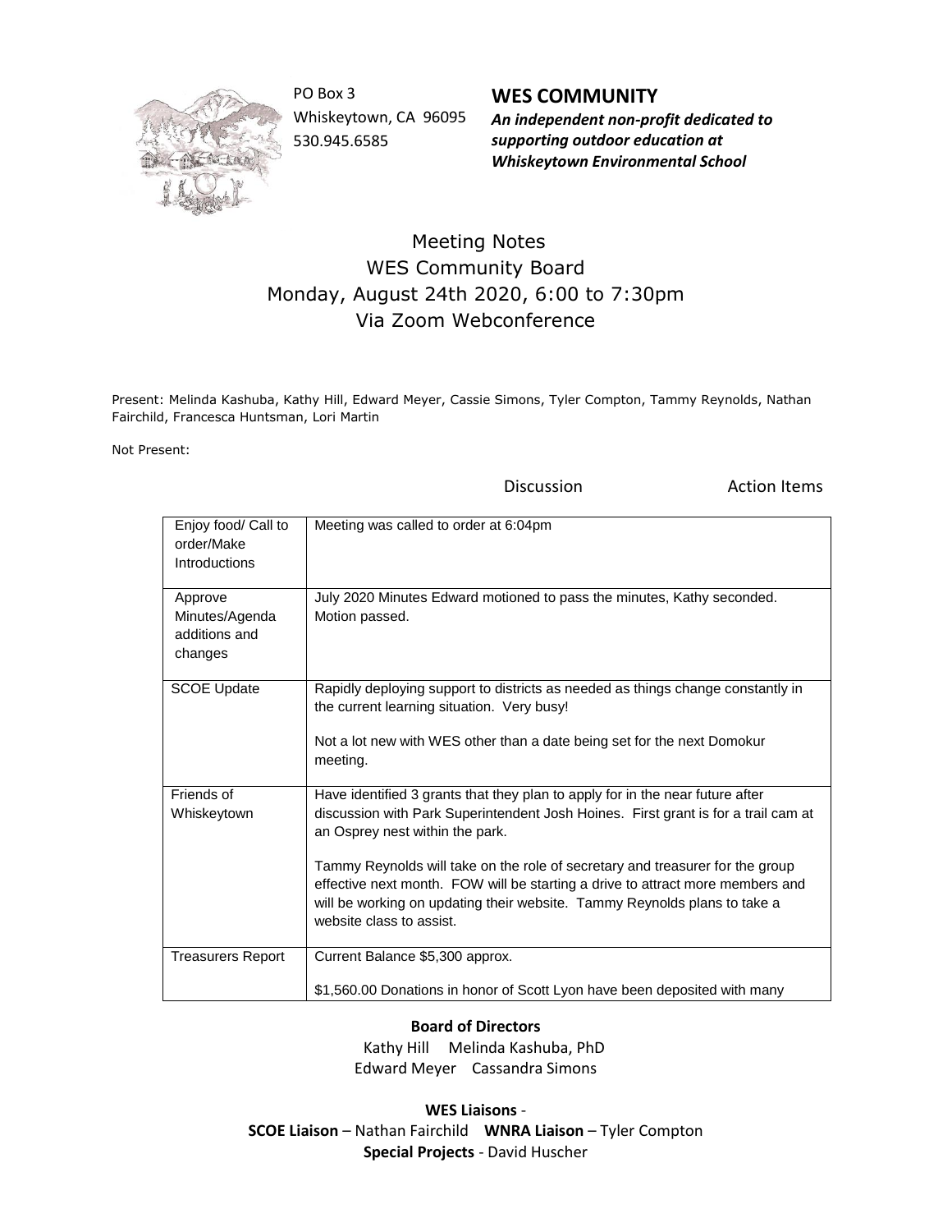PO Box 3
Whiskeytown, CA 96095
530.945.6585

**WES COMMUNITY**
***An independent non-profit dedicated to supporting outdoor education at Whiskeytown Environmental School***

# Meeting Notes
## WES Community Board
## Monday, August 24th 2020, 6:00 to 7:30pm
## Via Zoom Webconference

Present: Melinda Kashuba, Kathy Hill, Edward Meyer, Cassie Simons, Tyler Compton, Tammy Reynolds, Nathan Fairchild, Francesca Huntsman, Lori Martin

Not Present:

| | Discussion | Action Items |
|---|---|---|
| Enjoy food/ Call to order/Make Introductions | Meeting was called to order at 6:04pm | |
| Approve Minutes/Agenda additions and changes | July 2020 Minutes Edward motioned to pass the minutes, Kathy seconded. Motion passed. | |
| SCOE Update | Rapidly deploying support to districts as needed as things change constantly in the current learning situation. Very busy!<br><br>Not a lot new with WES other than a date being set for the next Domokur meeting. | |
| Friends of Whiskeytown | Have identified 3 grants that they plan to apply for in the near future after discussion with Park Superintendent Josh Hoines. First grant is for a trail cam at an Osprey nest within the park.<br><br>Tammy Reynolds will take on the role of secretary and treasurer for the group effective next month. FOW will be starting a drive to attract more members and will be working on updating their website. Tammy Reynolds plans to take a website class to assist. | |
| Treasurers Report | Current Balance $5,300 approx.<br><br>$1,560.00 Donations in honor of Scott Lyon have been deposited with many | |

**Board of Directors**
Kathy Hill Melinda Kashuba, PhD
Edward Meyer Cassandra Simons

**WES Liaisons** -
**SCOE Liaison** – Nathan Fairchild **WNRA Liaison** – Tyler Compton
**Special Projects** - David Huscher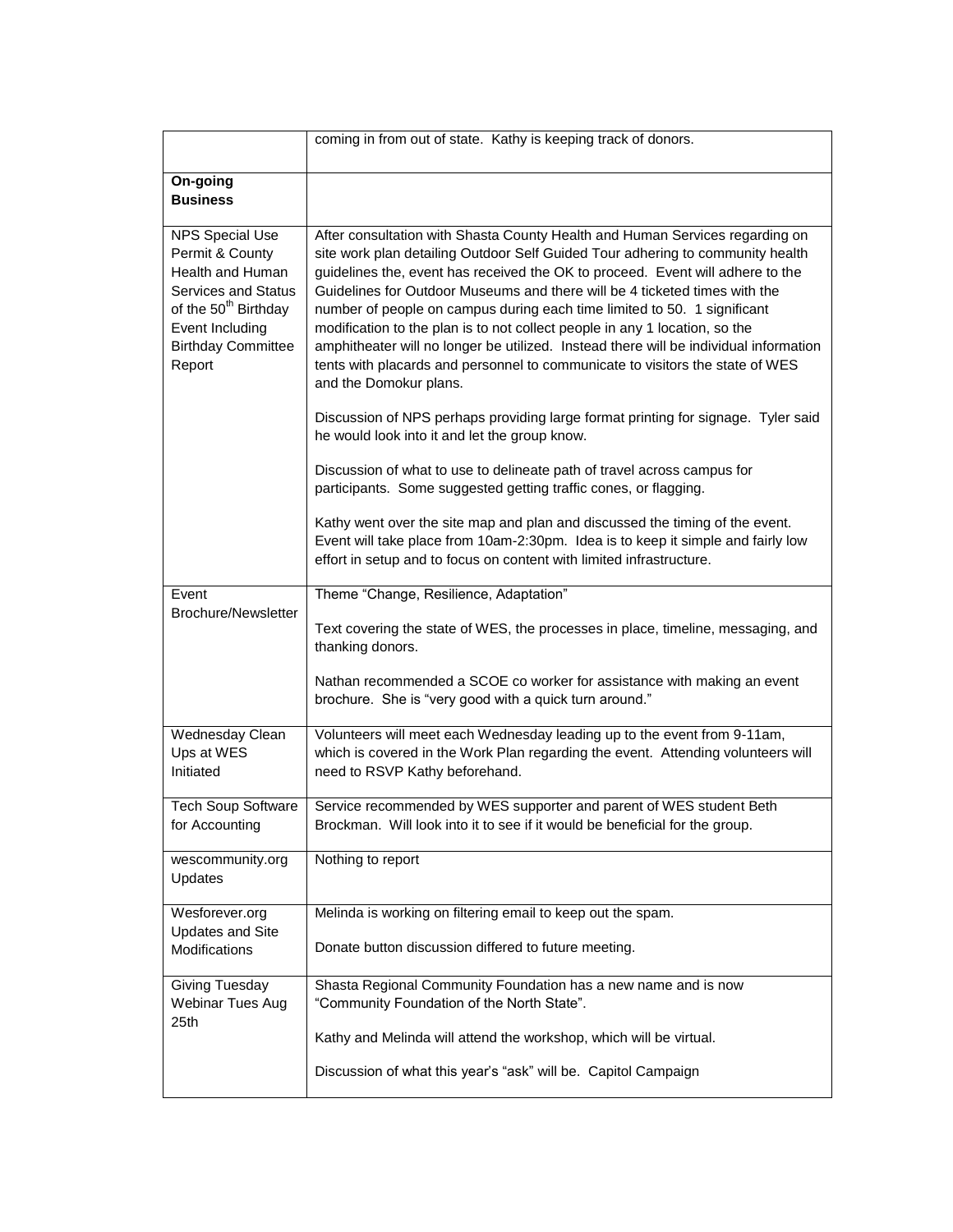|  |  |
| --- | --- |
|  | coming in from out of state. Kathy is keeping track of donors. |
| **On-going Business** |  |
| NPS Special Use Permit & County Health and Human Services and Status of the 50th Birthday Event Including Birthday Committee Report | After consultation with Shasta County Health and Human Services regarding on site work plan detailing Outdoor Self Guided Tour adhering to community health guidelines the, event has received the OK to proceed. Event will adhere to the Guidelines for Outdoor Museums and there will be 4 ticketed times with the number of people on campus during each time limited to 50. 1 significant modification to the plan is to not collect people in any 1 location, so the amphitheater will no longer be utilized. Instead there will be individual information tents with placards and personnel to communicate to visitors the state of WES and the Domokur plans.<br><br>Discussion of NPS perhaps providing large format printing for signage. Tyler said he would look into it and let the group know.<br><br>Discussion of what to use to delineate path of travel across campus for participants. Some suggested getting traffic cones, or flagging.<br><br>Kathy went over the site map and plan and discussed the timing of the event. Event will take place from 10am-2:30pm. Idea is to keep it simple and fairly low effort in setup and to focus on content with limited infrastructure. |
| Event Brochure/Newsletter | Theme "Change, Resilience, Adaptation"<br><br>Text covering the state of WES, the processes in place, timeline, messaging, and thanking donors.<br><br>Nathan recommended a SCOE co worker for assistance with making an event brochure. She is "very good with a quick turn around." |
| Wednesday Clean Ups at WES Initiated | Volunteers will meet each Wednesday leading up to the event from 9-11am, which is covered in the Work Plan regarding the event. Attending volunteers will need to RSVP Kathy beforehand. |
| Tech Soup Software for Accounting | Service recommended by WES supporter and parent of WES student Beth Brockman. Will look into it to see if it would be beneficial for the group. |
| wescommunity.org Updates | Nothing to report |
| Wesforever.org Updates and Site Modifications | Melinda is working on filtering email to keep out the spam.<br><br>Donate button discussion differed to future meeting. |
| Giving Tuesday Webinar Tues Aug 25th | Shasta Regional Community Foundation has a new name and is now "Community Foundation of the North State".<br><br>Kathy and Melinda will attend the workshop, which will be virtual.<br><br>Discussion of what this year's "ask" will be. Capitol Campaign |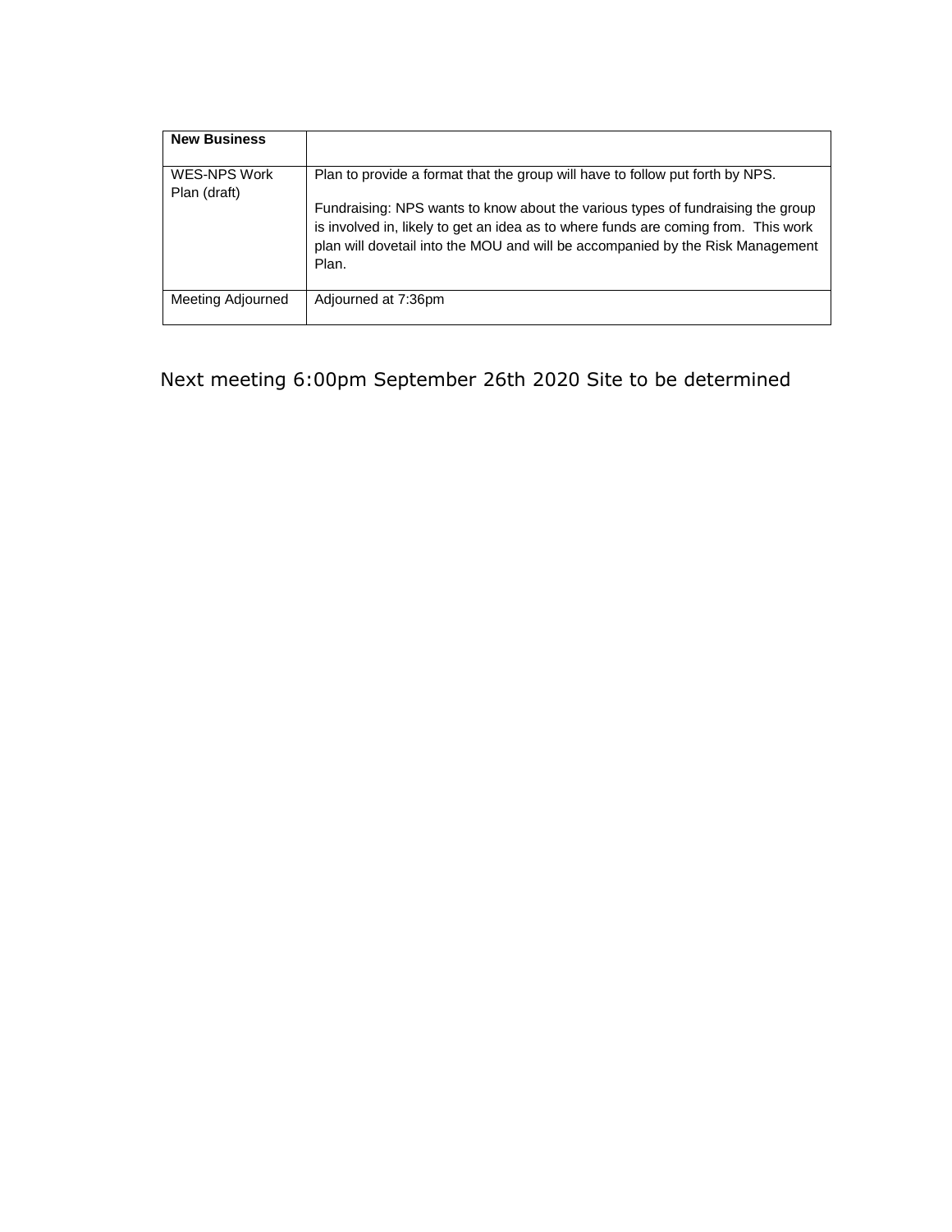| **New Business** | |
| --- | --- |
| WES-NPS Work Plan (draft) | Plan to provide a format that the group will have to follow put forth by NPS.<br><br>Fundraising: NPS wants to know about the various types of fundraising the group is involved in, likely to get an idea as to where funds are coming from. This work plan will dovetail into the MOU and will be accompanied by the Risk Management Plan. |
| Meeting Adjourned | Adjourned at 7:36pm |

Next meeting 6:00pm September 26th 2020 Site to be determined